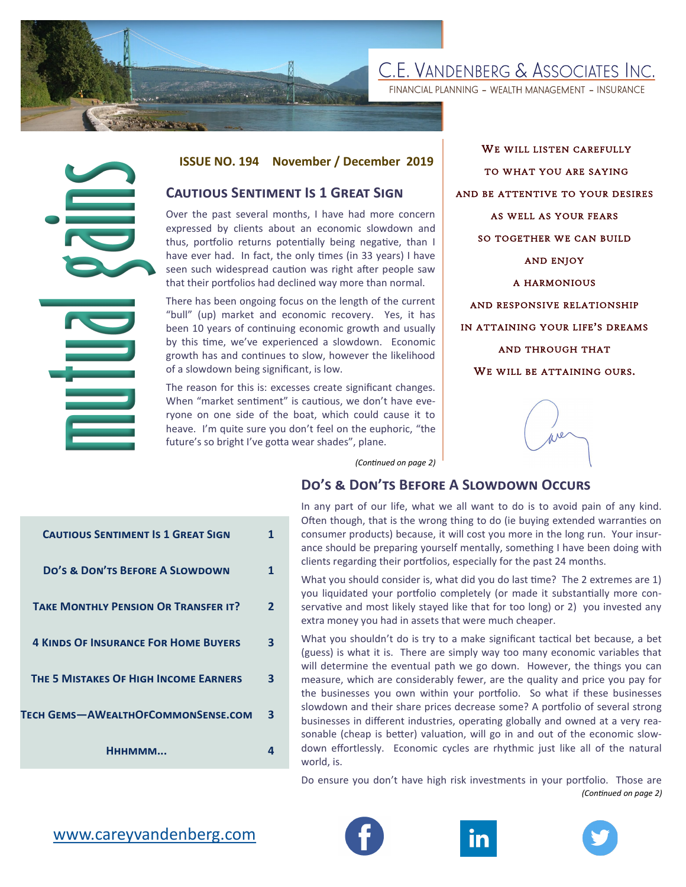C.E. VANDENBERG & ASSOCIATES INC.

FINANCIAL PLANNING – WEALTH MANAGEMENT – INSURANCE

# mutual gains

**ISSUE NO. 194 November / December 2019**

## Cautious Sentiment Is 1 Great Sign

Over the past several months, I have had more concern expressed by clients about an economic slowdown and thus, portfolio returns potentially being negative, than I have ever had. In fact, the only times (in 33 years) I have seen such widespread caution was right after people saw that their portfolios had declined way more than normal.

There has been ongoing focus on the length of the current "bull" (up) market and economic recovery. Yes, it has been 10 years of continuing economic growth and usually by this time, we've experienced a slowdown. Economic growth has and continues to slow, however the likelihood of a slowdown being significant, is low.

The reason for this is: excesses create significant changes. When "market sentiment" is cautious, we don't have everyone on one side of the boat, which could cause it to heave. I'm quite sure you don't feel on the euphoric, "the future's so bright I've gotta wear shades", plane.

*(Continued on page 2)*

We will listen carefully to what you are saying and be attentive to your desires as well as your fears so together we can build and enjoy a harmonious and responsive relationship in attaining your life's dreams and through that we will be attaining ours.

## Do's & Don'ts Before A Slowdown Occurs

In any part of our life, what we all want to do is to avoid pain of any kind. Often though, that is the wrong thing to do (ie buying extended warranties on consumer products) because, it will cost you more in the long run. Your insurance should be preparing yourself mentally, something I have been doing with clients regarding their portfolios, especially for the past 24 months.

What you should consider is, what did you do last time? The 2 extremes are 1) you liquidated your portfolio completely (or made it substantially more conservative and most likely stayed like that for too long) or 2) you invested any extra money you had in assets that were much cheaper.

What you shouldn't do is try to a make significant tactical bet because, a bet (guess) is what it is. There are simply way too many economic variables that will determine the eventual path we go down. However, the things you can measure, which are considerably fewer, are the quality and price you pay for the businesses you own within your portfolio. So what if these businesses slowdown and their share prices decrease some? A portfolio of several strong businesses in different industries, operating globally and owned at a very reasonable (cheap is better) valuation, will go in and out of the economic slowdown effortlessly. Economic cycles are rhythmic just like all of the natural world, is.

Do ensure you don't have high risk investments in your portfolio. Those are

*(Continued on page 2)*

| | |
|---|---|
| Cautious Sentiment Is 1 Great Sign | 1 |
| Do's & Don'ts Before A Slowdown | 1 |
| Take Monthly Pension Or Transfer it? | 2 |
| 4 Kinds Of Insurance For Home Buyers | 3 |
| The 5 Mistakes Of High Income Earners | 3 |
| Tech Gems—AWealthOfCommonSense.com | 3 |
| Hhhmmm... | 4 |

www.careyvandenberg.com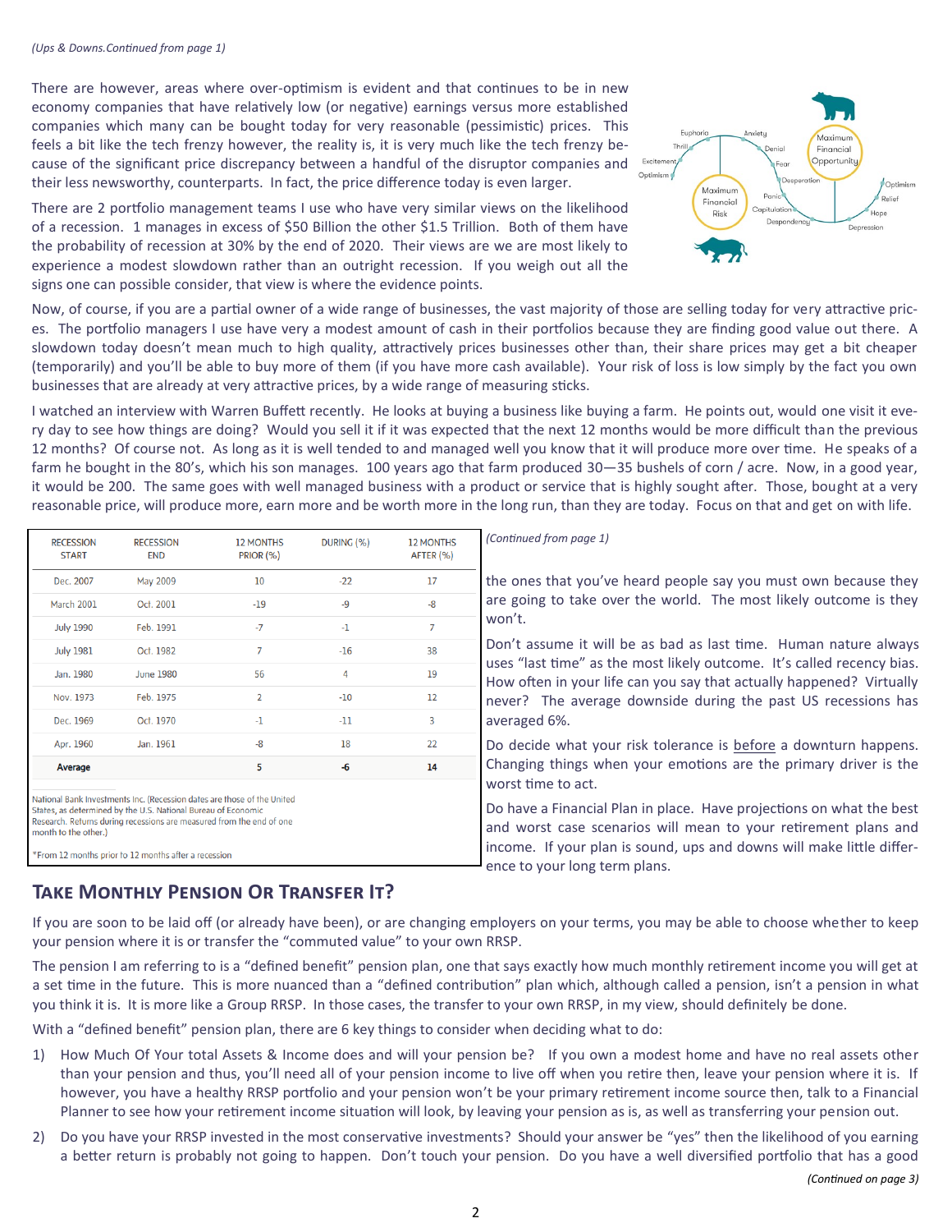*(Ups & Downs.Continued from page 1)*

There are however, areas where over-optimism is evident and that continues to be in new economy companies that have relatively low (or negative) earnings versus more established companies which many can be bought today for very reasonable (pessimistic) prices. This feels a bit like the tech frenzy however, the reality is, it is very much like the tech frenzy because of the significant price discrepancy between a handful of the disruptor companies and their less newsworthy, counterparts. In fact, the price difference today is even larger.

There are 2 portfolio management teams I use who have very similar views on the likelihood of a recession. 1 manages in excess of $50 Billion the other $1.5 Trillion. Both of them have the probability of recession at 30% by the end of 2020. Their views are we are most likely to experience a modest slowdown rather than an outright recession. If you weigh out all the signs one can possible consider, that view is where the evidence points.

Now, of course, if you are a partial owner of a wide range of businesses, the vast majority of those are selling today for very attractive prices. The portfolio managers I use have very a modest amount of cash in their portfolios because they are finding good value out there. A slowdown today doesn't mean much to high quality, attractively prices businesses other than, their share prices may get a bit cheaper (temporarily) and you'll be able to buy more of them (if you have more cash available). Your risk of loss is low simply by the fact you own businesses that are already at very attractive prices, by a wide range of measuring sticks.

I watched an interview with Warren Buffett recently. He looks at buying a business like buying a farm. He points out, would one visit it every day to see how things are doing? Would you sell it if it was expected that the next 12 months would be more difficult than the previous 12 months? Of course not. As long as it is well tended to and managed well you know that it will produce more over time. He speaks of a farm he bought in the 80's, which his son manages. 100 years ago that farm produced 30—35 bushels of corn / acre. Now, in a good year, it would be 200. The same goes with well managed business with a product or service that is highly sought after. Those, bought at a very reasonable price, will produce more, earn more and be worth more in the long run, than they are today. Focus on that and get on with life.

| RECESSION START | RECESSION END | 12 MONTHS PRIOR (%) | DURING (%) | 12 MONTHS AFTER (%) |
|---|---|---|---|---|
| Dec. 2007 | May 2009 | 10 | -22 | 17 |
| March 2001 | Oct. 2001 | -19 | -9 | -8 |
| July 1990 | Feb. 1991 | -7 | -1 | 7 |
| July 1981 | Oct. 1982 | 7 | -16 | 38 |
| Jan. 1980 | June 1980 | 56 | 4 | 19 |
| Nov. 1973 | Feb. 1975 | 2 | -10 | 12 |
| Dec. 1969 | Oct. 1970 | -1 | -11 | 3 |
| Apr. 1960 | Jan. 1961 | -8 | 18 | 22 |
| **Average** | | **5** | **-6** | **14** |

National Bank Investments Inc. (Recession dates are those of the United States, as determined by the U.S. National Bureau of Economic Research. Returns during recessions are measured from the end of one month to the other.)

*From 12 months prior to 12 months after a recession

*(Continued from page 1)*

the ones that you've heard people say you must own because they are going to take over the world. The most likely outcome is they won't.

Don't assume it will be as bad as last time. Human nature always uses "last time" as the most likely outcome. It's called recency bias. How often in your life can you say that actually happened? Virtually never? The average downside during the past US recessions has averaged 6%.

Do decide what your risk tolerance is before a downturn happens. Changing things when your emotions are the primary driver is the worst time to act.

Do have a Financial Plan in place. Have projections on what the best and worst case scenarios will mean to your retirement plans and income. If your plan is sound, ups and downs will make little difference to your long term plans.

## Take Monthly Pension Or Transfer It?

If you are soon to be laid off (or already have been), or are changing employers on your terms, you may be able to choose whether to keep your pension where it is or transfer the "commuted value" to your own RRSP.

The pension I am referring to is a "defined benefit" pension plan, one that says exactly how much monthly retirement income you will get at a set time in the future. This is more nuanced than a "defined contribution" plan which, although called a pension, isn't a pension in what you think it is. It is more like a Group RRSP. In those cases, the transfer to your own RRSP, in my view, should definitely be done.

With a "defined benefit" pension plan, there are 6 key things to consider when deciding what to do:

1) How Much Of Your total Assets & Income does and will your pension be? If you own a modest home and have no real assets other than your pension and thus, you'll need all of your pension income to live off when you retire then, leave your pension where it is. If however, you have a healthy RRSP portfolio and your pension won't be your primary retirement income source then, talk to a Financial Planner to see how your retirement income situation will look, by leaving your pension as is, as well as transferring your pension out.
2) Do you have your RRSP invested in the most conservative investments? Should your answer be "yes" then the likelihood of you earning a better return is probably not going to happen. Don't touch your pension. Do you have a well diversified portfolio that has a good

*(Continued on page 3)*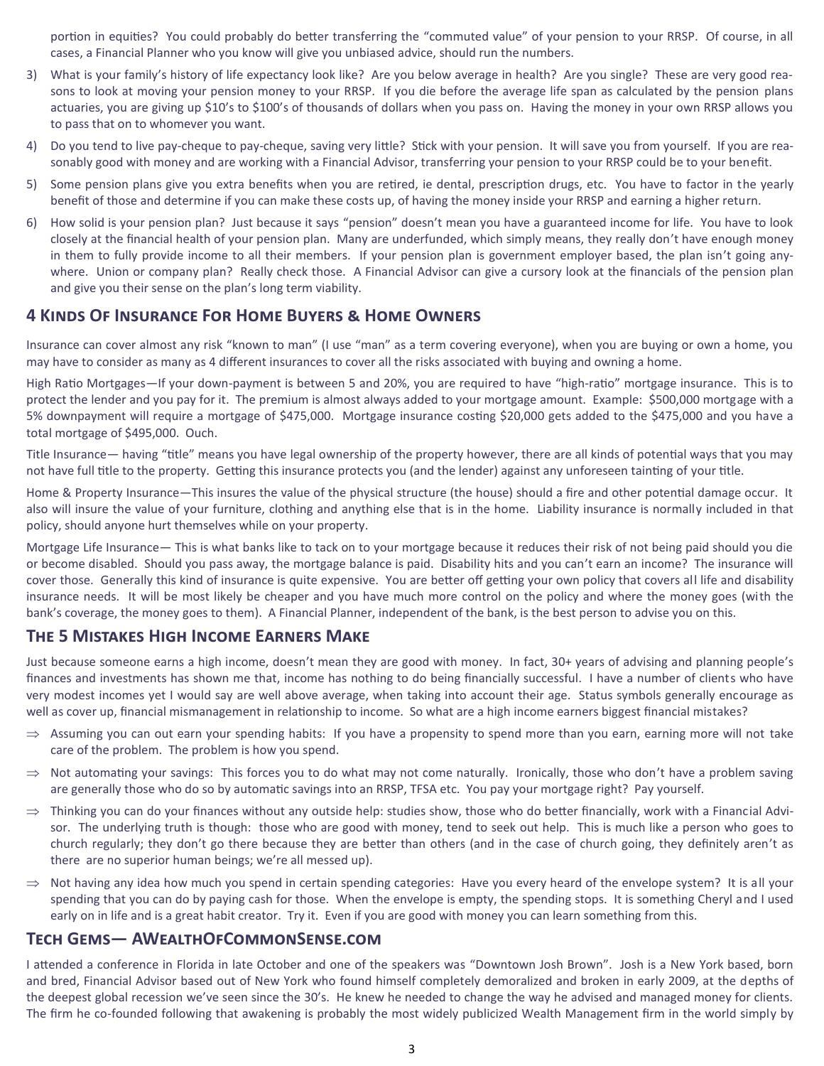portion in equities? You could probably do better transferring the "commuted value" of your pension to your RRSP. Of course, in all cases, a Financial Planner who you know will give you unbiased advice, should run the numbers.

3) What is your family's history of life expectancy look like? Are you below average in health? Are you single? These are very good reasons to look at moving your pension money to your RRSP. If you die before the average life span as calculated by the pension plans actuaries, you are giving up $10's to $100's of thousands of dollars when you pass on. Having the money in your own RRSP allows you to pass that on to whomever you want.
4) Do you tend to live pay-cheque to pay-cheque, saving very little? Stick with your pension. It will save you from yourself. If you are reasonably good with money and are working with a Financial Advisor, transferring your pension to your RRSP could be to your benefit.
5) Some pension plans give you extra benefits when you are retired, ie dental, prescription drugs, etc. You have to factor in the yearly benefit of those and determine if you can make these costs up, of having the money inside your RRSP and earning a higher return.
6) How solid is your pension plan? Just because it says "pension" doesn't mean you have a guaranteed income for life. You have to look closely at the financial health of your pension plan. Many are underfunded, which simply means, they really don't have enough money in them to fully provide income to all their members. If your pension plan is government employer based, the plan isn't going anywhere. Union or company plan? Really check those. A Financial Advisor can give a cursory look at the financials of the pension plan and give you their sense on the plan's long term viability.

## 4 Kinds Of Insurance For Home Buyers & Home Owners

Insurance can cover almost any risk "known to man" (I use "man" as a term covering everyone), when you are buying or own a home, you may have to consider as many as 4 different insurances to cover all the risks associated with buying and owning a home.

High Ratio Mortgages—If your down-payment is between 5 and 20%, you are required to have "high-ratio" mortgage insurance. This is to protect the lender and you pay for it. The premium is almost always added to your mortgage amount. Example: $500,000 mortgage with a 5% downpayment will require a mortgage of $475,000. Mortgage insurance costing $20,000 gets added to the $475,000 and you have a total mortgage of $495,000. Ouch.

Title Insurance— having "title" means you have legal ownership of the property however, there are all kinds of potential ways that you may not have full title to the property. Getting this insurance protects you (and the lender) against any unforeseen tainting of your title.

Home & Property Insurance—This insures the value of the physical structure (the house) should a fire and other potential damage occur. It also will insure the value of your furniture, clothing and anything else that is in the home. Liability insurance is normally included in that policy, should anyone hurt themselves while on your property.

Mortgage Life Insurance— This is what banks like to tack on to your mortgage because it reduces their risk of not being paid should you die or become disabled. Should you pass away, the mortgage balance is paid. Disability hits and you can't earn an income? The insurance will cover those. Generally this kind of insurance is quite expensive. You are better off getting your own policy that covers all life and disability insurance needs. It will be most likely be cheaper and you have much more control on the policy and where the money goes (with the bank's coverage, the money goes to them). A Financial Planner, independent of the bank, is the best person to advise you on this.

## The 5 Mistakes High Income Earners Make

Just because someone earns a high income, doesn't mean they are good with money. In fact, 30+ years of advising and planning people's finances and investments has shown me that, income has nothing to do being financially successful. I have a number of clients who have very modest incomes yet I would say are well above average, when taking into account their age. Status symbols generally encourage as well as cover up, financial mismanagement in relationship to income. So what are a high income earners biggest financial mistakes?

- ⇒ Assuming you can out earn your spending habits: If you have a propensity to spend more than you earn, earning more will not take care of the problem. The problem is how you spend.
- ⇒ Not automating your savings: This forces you to do what may not come naturally. Ironically, those who don't have a problem saving are generally those who do so by automatic savings into an RRSP, TFSA etc. You pay your mortgage right? Pay yourself.
- ⇒ Thinking you can do your finances without any outside help: studies show, those who do better financially, work with a Financial Advisor. The underlying truth is though: those who are good with money, tend to seek out help. This is much like a person who goes to church regularly; they don't go there because they are better than others (and in the case of church going, they definitely aren't as there are no superior human beings; we're all messed up).
- ⇒ Not having any idea how much you spend in certain spending categories: Have you every heard of the envelope system? It is all your spending that you can do by paying cash for those. When the envelope is empty, the spending stops. It is something Cheryl and I used early on in life and is a great habit creator. Try it. Even if you are good with money you can learn something from this.

## Tech Gems— AWealthOfCommonSense.com

I attended a conference in Florida in late October and one of the speakers was "Downtown Josh Brown". Josh is a New York based, born and bred, Financial Advisor based out of New York who found himself completely demoralized and broken in early 2009, at the depths of the deepest global recession we've seen since the 30's. He knew he needed to change the way he advised and managed money for clients. The firm he co-founded following that awakening is probably the most widely publicized Wealth Management firm in the world simply by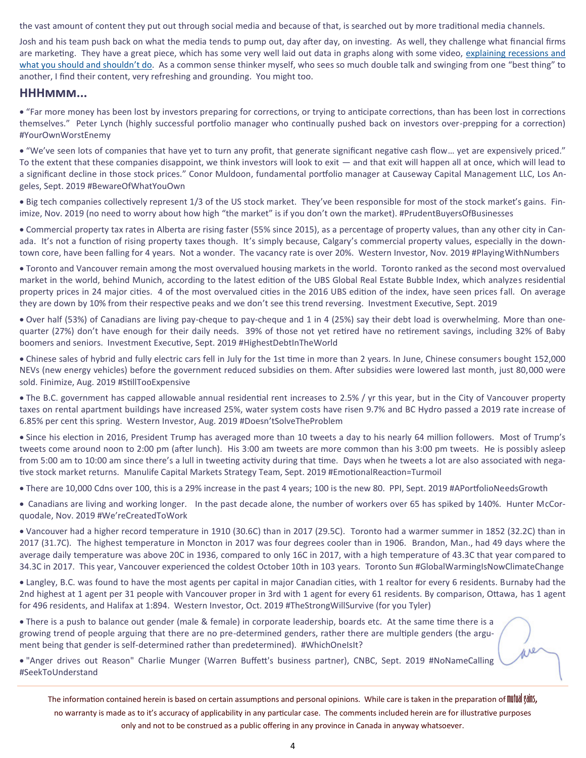the vast amount of content they put out through social media and because of that, is searched out by more traditional media channels.

Josh and his team push back on what the media tends to pump out, day after day, on investing. As well, they challenge what financial firms are marketing. They have a great piece, which has some very well laid out data in graphs along with some video, [explaining recessions and what you should and shouldn't do](). As a common sense thinker myself, who sees so much double talk and swinging from one "best thing" to another, I find their content, very refreshing and grounding. You might too.

## HHHMMM...

- "Far more money has been lost by investors preparing for corrections, or trying to anticipate corrections, than has been lost in corrections themselves." Peter Lynch (highly successful portfolio manager who continually pushed back on investors over-prepping for a correction) #YourOwnWorstEnemy

- "We've seen lots of companies that have yet to turn any profit, that generate significant negative cash flow… yet are expensively priced." To the extent that these companies disappoint, we think investors will look to exit — and that exit will happen all at once, which will lead to a significant decline in those stock prices." Conor Muldoon, fundamental portfolio manager at Causeway Capital Management LLC, Los Angeles, Sept. 2019 #BewareOfWhatYouOwn

- Big tech companies collectively represent 1/3 of the US stock market. They've been responsible for most of the stock market's gains. Finimize, Nov. 2019 (no need to worry about how high "the market" is if you don't own the market). #PrudentBuyersOfBusinesses

- Commercial property tax rates in Alberta are rising faster (55% since 2015), as a percentage of property values, than any other city in Canada. It's not a function of rising property taxes though. It's simply because, Calgary's commercial property values, especially in the downtown core, have been falling for 4 years. Not a wonder. The vacancy rate is over 20%. Western Investor, Nov. 2019 #PlayingWithNumbers

- Toronto and Vancouver remain among the most overvalued housing markets in the world. Toronto ranked as the second most overvalued market in the world, behind Munich, according to the latest edition of the UBS Global Real Estate Bubble Index, which analyzes residential property prices in 24 major cities. 4 of the most overvalued cities in the 2016 UBS edition of the index, have seen prices fall. On average they are down by 10% from their respective peaks and we don't see this trend reversing. Investment Executive, Sept. 2019

- Over half (53%) of Canadians are living pay-cheque to pay-cheque and 1 in 4 (25%) say their debt load is overwhelming. More than one-quarter (27%) don't have enough for their daily needs. 39% of those not yet retired have no retirement savings, including 32% of Baby boomers and seniors. Investment Executive, Sept. 2019 #HighestDebtInTheWorld

- Chinese sales of hybrid and fully electric cars fell in July for the 1st time in more than 2 years. In June, Chinese consumers bought 152,000 NEVs (new energy vehicles) before the government reduced subsidies on them. After subsidies were lowered last month, just 80,000 were sold. Finimize, Aug. 2019 #StillTooExpensive

- The B.C. government has capped allowable annual residential rent increases to 2.5% / yr this year, but in the City of Vancouver property taxes on rental apartment buildings have increased 25%, water system costs have risen 9.7% and BC Hydro passed a 2019 rate increase of 6.85% per cent this spring. Western Investor, Aug. 2019 #Doesn'tSolveTheProblem

- Since his election in 2016, President Trump has averaged more than 10 tweets a day to his nearly 64 million followers. Most of Trump's tweets come around noon to 2:00 pm (after lunch). His 3:00 am tweets are more common than his 3:00 pm tweets. He is possibly asleep from 5:00 am to 10:00 am since there's a lull in tweeting activity during that time. Days when he tweets a lot are also associated with negative stock market returns. Manulife Capital Markets Strategy Team, Sept. 2019 #EmotionalReaction=Turmoil

- There are 10,000 Cdns over 100, this is a 29% increase in the past 4 years; 100 is the new 80. PPI, Sept. 2019 #APortfolioNeedsGrowth

- Canadians are living and working longer. In the past decade alone, the number of workers over 65 has spiked by 140%. Hunter McCorquodale, Nov. 2019 #We'reCreatedToWork

- Vancouver had a higher record temperature in 1910 (30.6C) than in 2017 (29.5C). Toronto had a warmer summer in 1852 (32.2C) than in 2017 (31.7C). The highest temperature in Moncton in 2017 was four degrees cooler than in 1906. Brandon, Man., had 49 days where the average daily temperature was above 20C in 1936, compared to only 16C in 2017, with a high temperature of 43.3C that year compared to 34.3C in 2017. This year, Vancouver experienced the coldest October 10th in 103 years. Toronto Sun #GlobalWarmingIsNowClimateChange

- Langley, B.C. was found to have the most agents per capital in major Canadian cities, with 1 realtor for every 6 residents. Burnaby had the 2nd highest at 1 agent per 31 people with Vancouver proper in 3rd with 1 agent for every 61 residents. By comparison, Ottawa, has 1 agent for 496 residents, and Halifax at 1:894. Western Investor, Oct. 2019 #TheStrongWillSurvive (for you Tyler)

- There is a push to balance out gender (male & female) in corporate leadership, boards etc. At the same time there is a growing trend of people arguing that there are no pre-determined genders, rather there are multiple genders (the argument being that gender is self-determined rather than predetermined). #WhichOneIsIt?

- "Anger drives out Reason" Charlie Munger (Warren Buffett's business partner), CNBC, Sept. 2019 #NoNameCalling #SeekToUnderstand

The information contained herein is based on certain assumptions and personal opinions. While care is taken in the preparation of mutual gains, no warranty is made as to it's accuracy of applicability in any particular case. The comments included herein are for illustrative purposes only and not to be construed as a public offering in any province in Canada in anyway whatsoever.